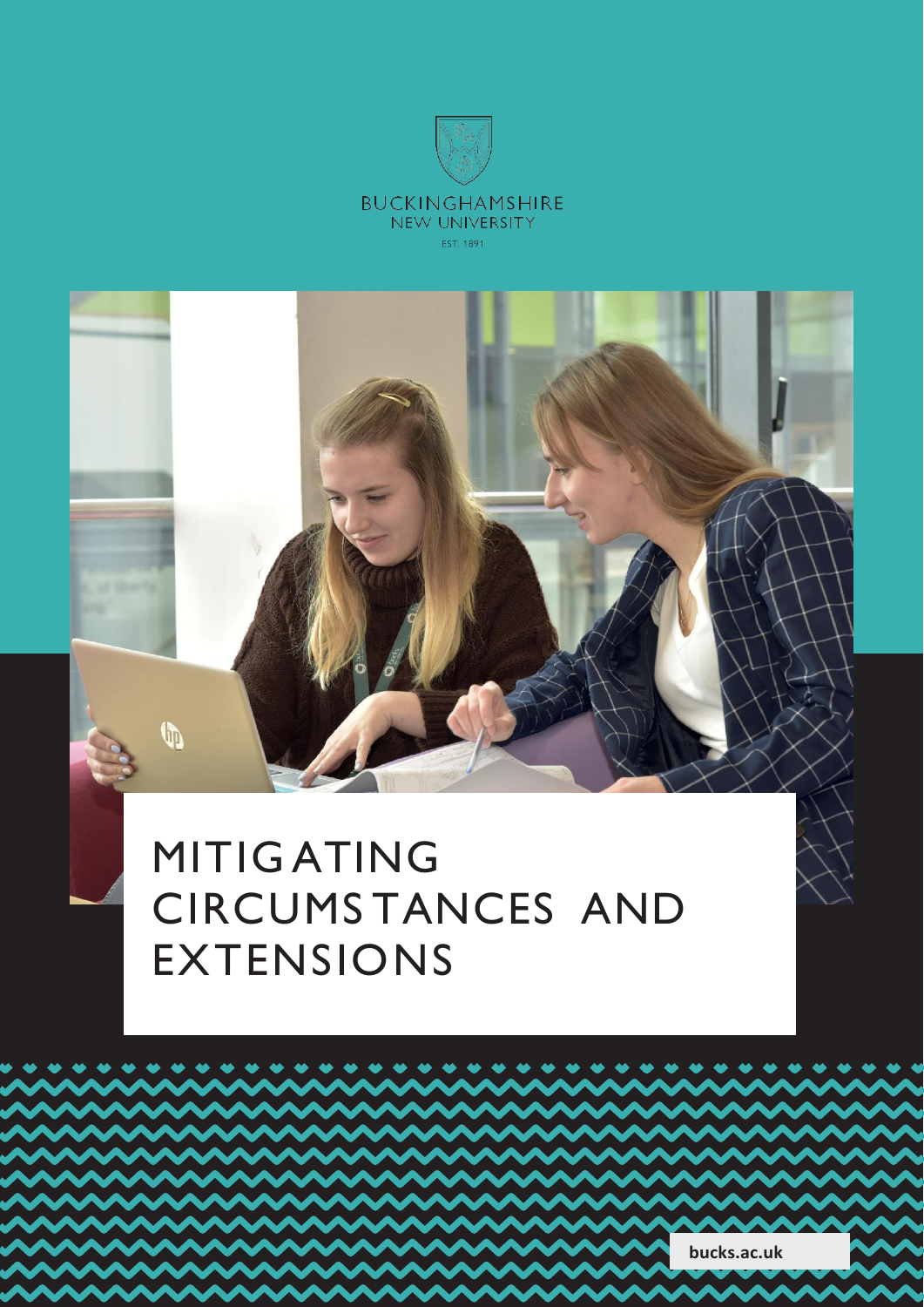BUCKINGHAMSHIRE
NEW UNIVERSITY
EST. 1891

# MITIGATING CIRCUMSTANCES AND EXTENSIONS

bucks.ac.uk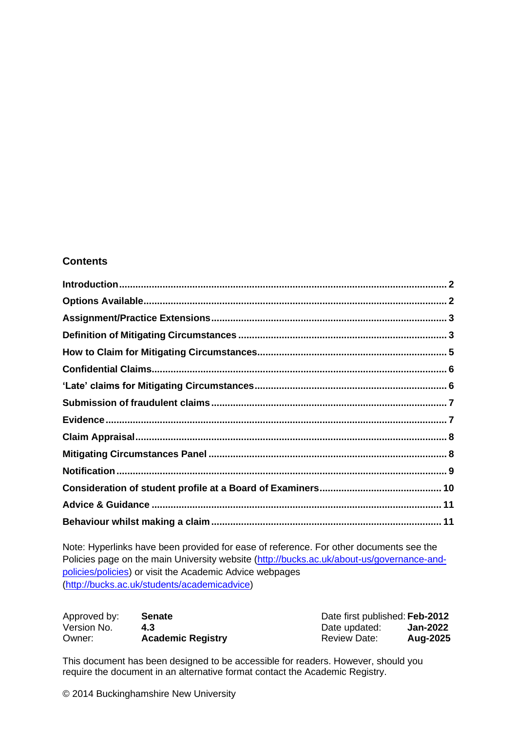## Contents

| | |
|---|---|
| **Introduction** | **2** |
| **Options Available** | **2** |
| **Assignment/Practice Extensions** | **3** |
| **Definition of Mitigating Circumstances** | **3** |
| **How to Claim for Mitigating Circumstances** | **5** |
| **Confidential Claims** | **6** |
| **'Late' claims for Mitigating Circumstances** | **6** |
| **Submission of fraudulent claims** | **7** |
| **Evidence** | **7** |
| **Claim Appraisal** | **8** |
| **Mitigating Circumstances Panel** | **8** |
| **Notification** | **9** |
| **Consideration of student profile at a Board of Examiners** | **10** |
| **Advice & Guidance** | **11** |
| **Behaviour whilst making a claim** | **11** |

Note: Hyperlinks have been provided for ease of reference. For other documents see the Policies page on the main University website (http://bucks.ac.uk/about-us/governance-and-policies/policies) or visit the Academic Advice webpages (http://bucks.ac.uk/students/academicadvice)

| | | | |
|---|---|---|---|
| Approved by: | **Senate** | Date first published: | **Feb-2012** |
| Version No. | **4.3** | Date updated: | **Jan-2022** |
| Owner: | **Academic Registry** | Review Date: | **Aug-2025** |

This document has been designed to be accessible for readers. However, should you require the document in an alternative format contact the Academic Registry.

© 2014 Buckinghamshire New University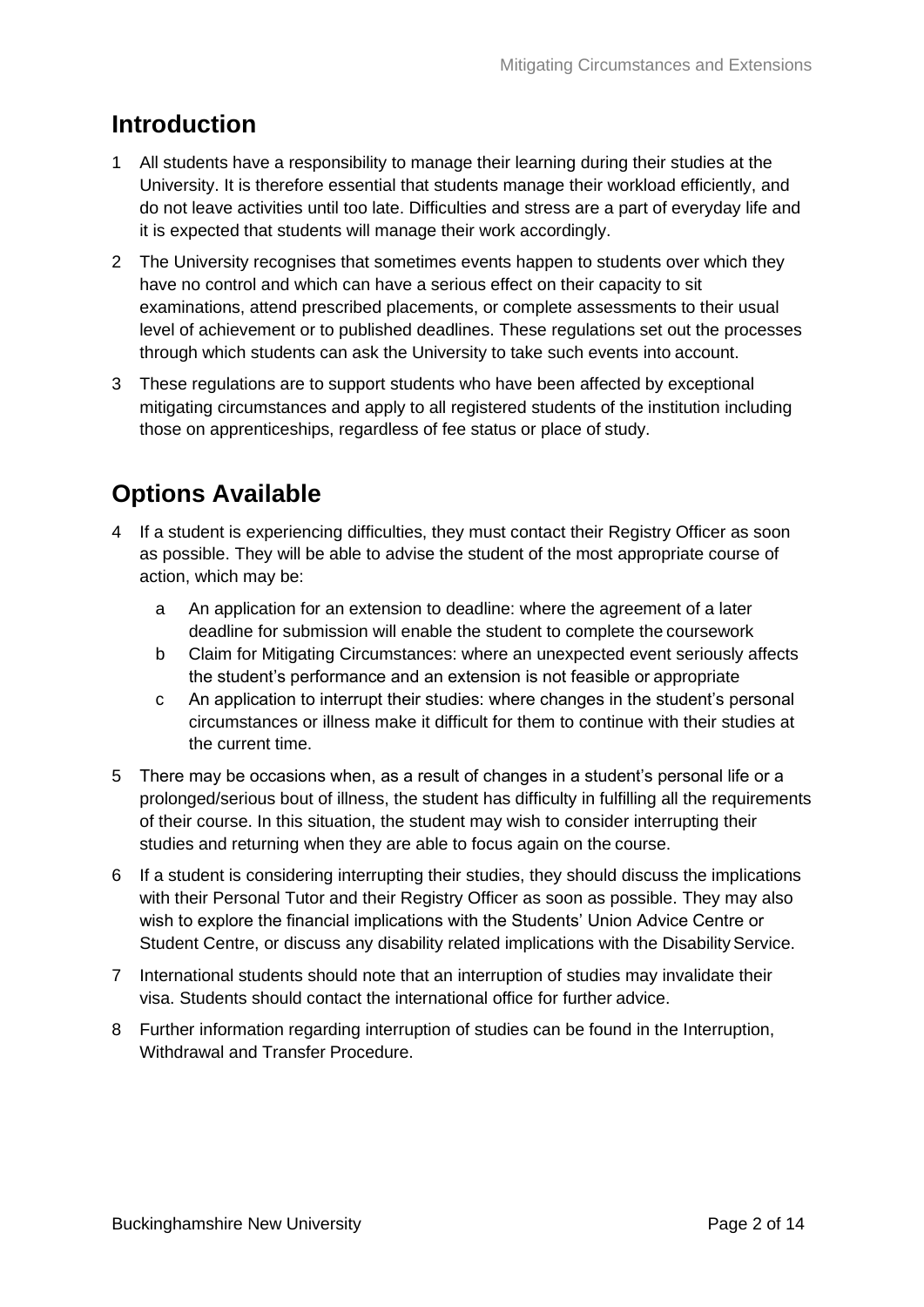## Introduction

1 All students have a responsibility to manage their learning during their studies at the University. It is therefore essential that students manage their workload efficiently, and do not leave activities until too late. Difficulties and stress are a part of everyday life and it is expected that students will manage their work accordingly.

2 The University recognises that sometimes events happen to students over which they have no control and which can have a serious effect on their capacity to sit examinations, attend prescribed placements, or complete assessments to their usual level of achievement or to published deadlines. These regulations set out the processes through which students can ask the University to take such events into account.

3 These regulations are to support students who have been affected by exceptional mitigating circumstances and apply to all registered students of the institution including those on apprenticeships, regardless of fee status or place of study.

## Options Available

4 If a student is experiencing difficulties, they must contact their Registry Officer as soon as possible. They will be able to advise the student of the most appropriate course of action, which may be:

   a An application for an extension to deadline: where the agreement of a later deadline for submission will enable the student to complete the coursework

   b Claim for Mitigating Circumstances: where an unexpected event seriously affects the student's performance and an extension is not feasible or appropriate

   c An application to interrupt their studies: where changes in the student's personal circumstances or illness make it difficult for them to continue with their studies at the current time.

5 There may be occasions when, as a result of changes in a student's personal life or a prolonged/serious bout of illness, the student has difficulty in fulfilling all the requirements of their course. In this situation, the student may wish to consider interrupting their studies and returning when they are able to focus again on the course.

6 If a student is considering interrupting their studies, they should discuss the implications with their Personal Tutor and their Registry Officer as soon as possible. They may also wish to explore the financial implications with the Students' Union Advice Centre or Student Centre, or discuss any disability related implications with the Disability Service.

7 International students should note that an interruption of studies may invalidate their visa. Students should contact the international office for further advice.

8 Further information regarding interruption of studies can be found in the Interruption, Withdrawal and Transfer Procedure.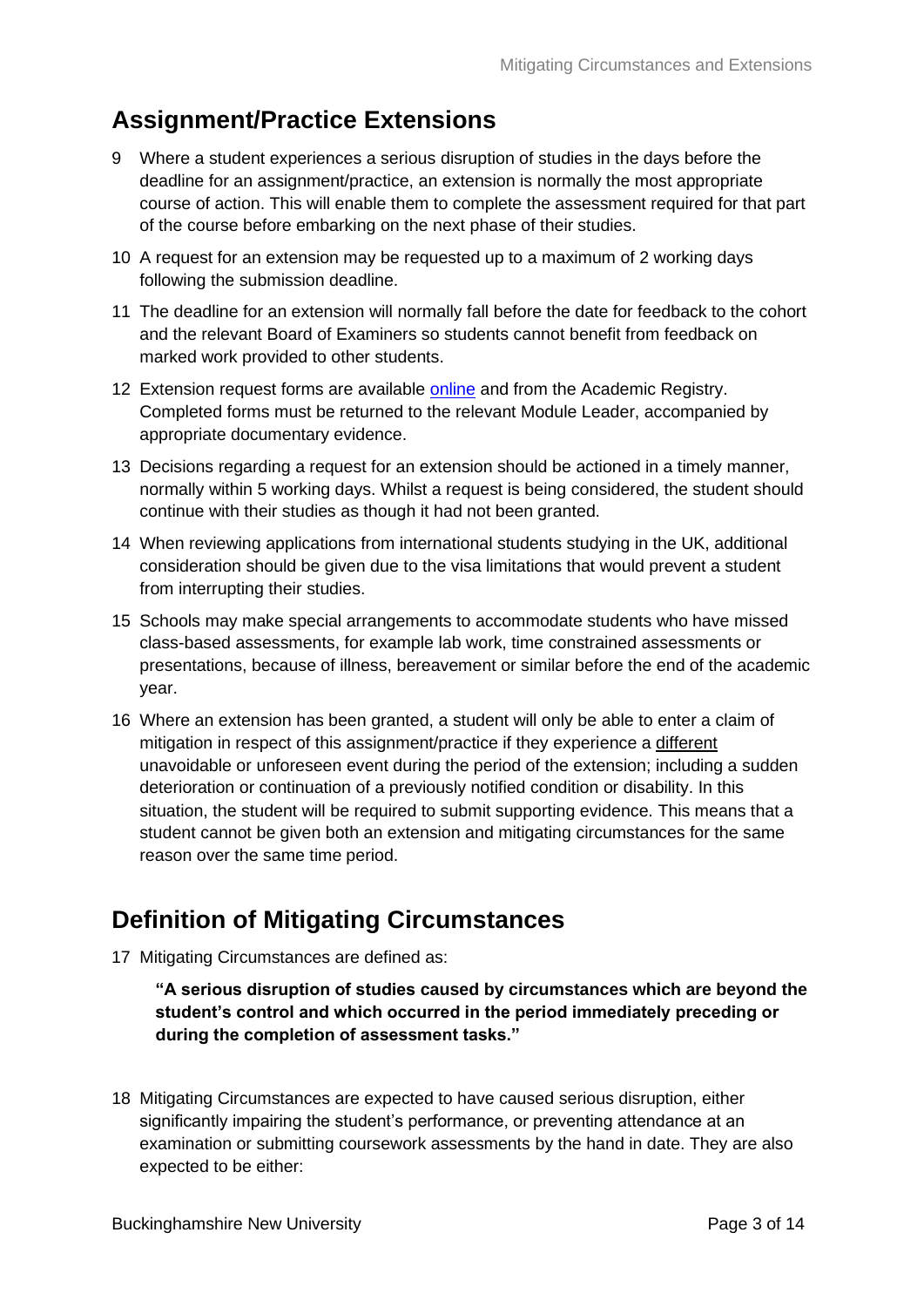## Assignment/Practice Extensions

9 Where a student experiences a serious disruption of studies in the days before the deadline for an assignment/practice, an extension is normally the most appropriate course of action. This will enable them to complete the assessment required for that part of the course before embarking on the next phase of their studies.

10 A request for an extension may be requested up to a maximum of 2 working days following the submission deadline.

11 The deadline for an extension will normally fall before the date for feedback to the cohort and the relevant Board of Examiners so students cannot benefit from feedback on marked work provided to other students.

12 Extension request forms are available online and from the Academic Registry. Completed forms must be returned to the relevant Module Leader, accompanied by appropriate documentary evidence.

13 Decisions regarding a request for an extension should be actioned in a timely manner, normally within 5 working days. Whilst a request is being considered, the student should continue with their studies as though it had not been granted.

14 When reviewing applications from international students studying in the UK, additional consideration should be given due to the visa limitations that would prevent a student from interrupting their studies.

15 Schools may make special arrangements to accommodate students who have missed class-based assessments, for example lab work, time constrained assessments or presentations, because of illness, bereavement or similar before the end of the academic year.

16 Where an extension has been granted, a student will only be able to enter a claim of mitigation in respect of this assignment/practice if they experience a different unavoidable or unforeseen event during the period of the extension; including a sudden deterioration or continuation of a previously notified condition or disability. In this situation, the student will be required to submit supporting evidence. This means that a student cannot be given both an extension and mitigating circumstances for the same reason over the same time period.

## Definition of Mitigating Circumstances

17 Mitigating Circumstances are defined as:

> **"A serious disruption of studies caused by circumstances which are beyond the student's control and which occurred in the period immediately preceding or during the completion of assessment tasks."**

18 Mitigating Circumstances are expected to have caused serious disruption, either significantly impairing the student's performance, or preventing attendance at an examination or submitting coursework assessments by the hand in date. They are also expected to be either: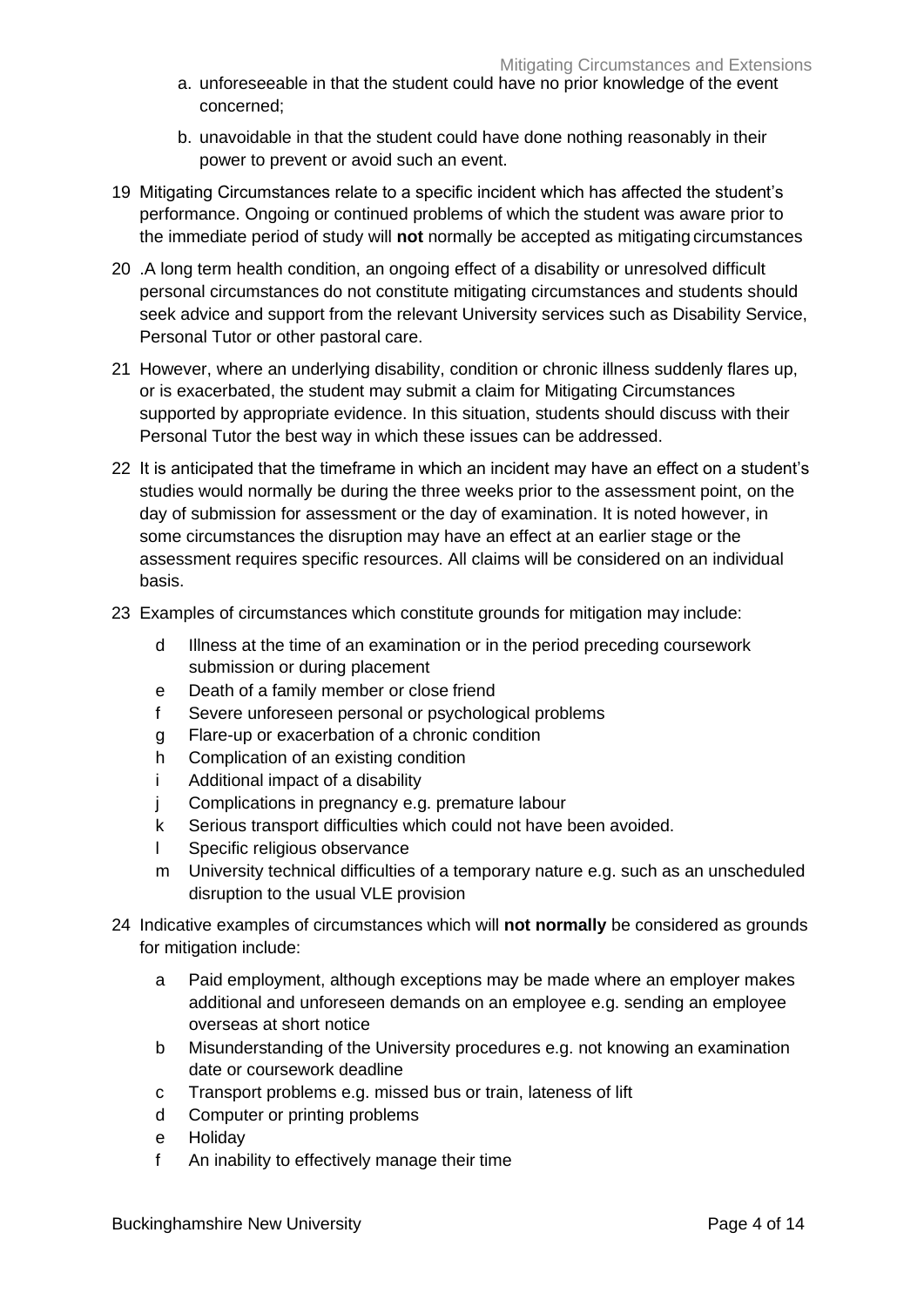a. unforeseeable in that the student could have no prior knowledge of the event concerned;

b. unavoidable in that the student could have done nothing reasonably in their power to prevent or avoid such an event.

19 Mitigating Circumstances relate to a specific incident which has affected the student's performance. Ongoing or continued problems of which the student was aware prior to the immediate period of study will **not** normally be accepted as mitigating circumstances

20 .A long term health condition, an ongoing effect of a disability or unresolved difficult personal circumstances do not constitute mitigating circumstances and students should seek advice and support from the relevant University services such as Disability Service, Personal Tutor or other pastoral care.

21 However, where an underlying disability, condition or chronic illness suddenly flares up, or is exacerbated, the student may submit a claim for Mitigating Circumstances supported by appropriate evidence. In this situation, students should discuss with their Personal Tutor the best way in which these issues can be addressed.

22 It is anticipated that the timeframe in which an incident may have an effect on a student's studies would normally be during the three weeks prior to the assessment point, on the day of submission for assessment or the day of examination. It is noted however, in some circumstances the disruption may have an effect at an earlier stage or the assessment requires specific resources. All claims will be considered on an individual basis.

23 Examples of circumstances which constitute grounds for mitigation may include:

- d Illness at the time of an examination or in the period preceding coursework submission or during placement
- e Death of a family member or close friend
- f Severe unforeseen personal or psychological problems
- g Flare-up or exacerbation of a chronic condition
- h Complication of an existing condition
- i Additional impact of a disability
- j Complications in pregnancy e.g. premature labour
- k Serious transport difficulties which could not have been avoided.
- l Specific religious observance
- m University technical difficulties of a temporary nature e.g. such as an unscheduled disruption to the usual VLE provision

24 Indicative examples of circumstances which will **not normally** be considered as grounds for mitigation include:

- a Paid employment, although exceptions may be made where an employer makes additional and unforeseen demands on an employee e.g. sending an employee overseas at short notice
- b Misunderstanding of the University procedures e.g. not knowing an examination date or coursework deadline
- c Transport problems e.g. missed bus or train, lateness of lift
- d Computer or printing problems
- e Holiday
- f An inability to effectively manage their time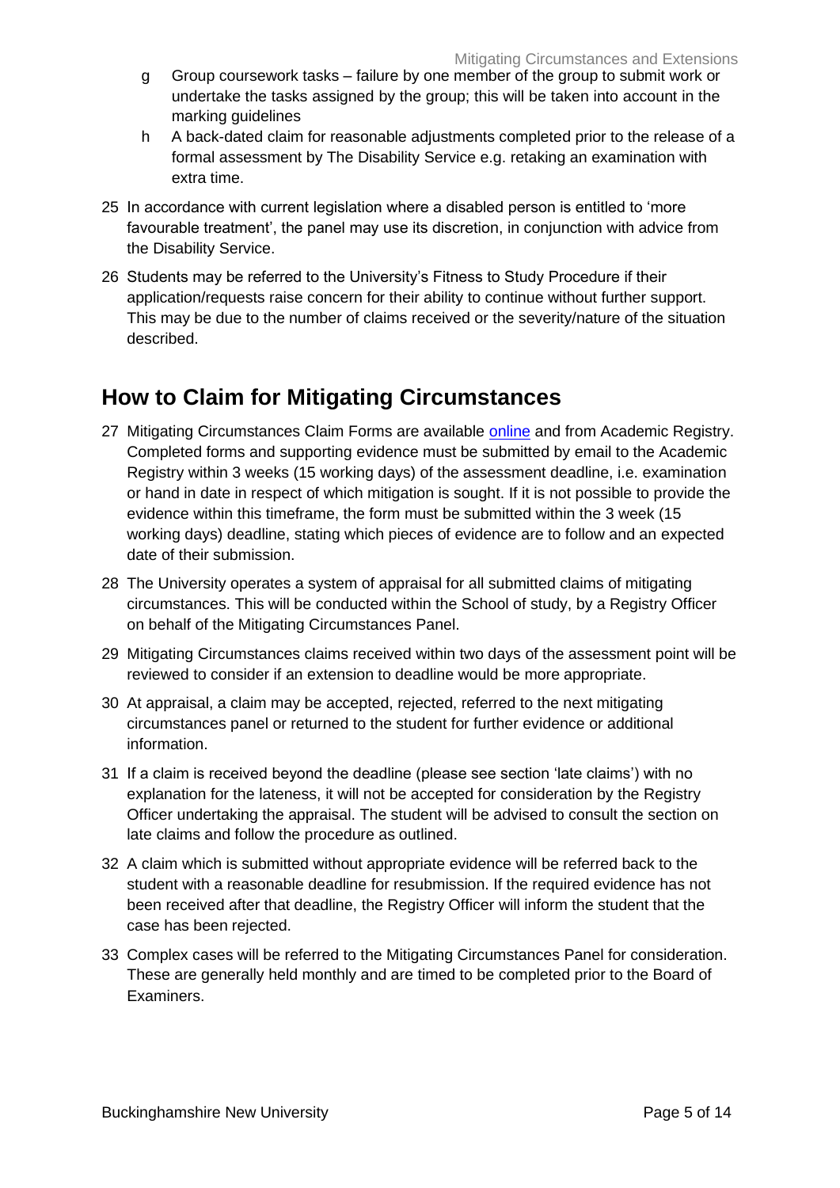g. Group coursework tasks – failure by one member of the group to submit work or undertake the tasks assigned by the group; this will be taken into account in the marking guidelines

h. A back-dated claim for reasonable adjustments completed prior to the release of a formal assessment by The Disability Service e.g. retaking an examination with extra time.

25 In accordance with current legislation where a disabled person is entitled to 'more favourable treatment', the panel may use its discretion, in conjunction with advice from the Disability Service.

26 Students may be referred to the University's Fitness to Study Procedure if their application/requests raise concern for their ability to continue without further support. This may be due to the number of claims received or the severity/nature of the situation described.

## How to Claim for Mitigating Circumstances

27 Mitigating Circumstances Claim Forms are available online and from Academic Registry. Completed forms and supporting evidence must be submitted by email to the Academic Registry within 3 weeks (15 working days) of the assessment deadline, i.e. examination or hand in date in respect of which mitigation is sought. If it is not possible to provide the evidence within this timeframe, the form must be submitted within the 3 week (15 working days) deadline, stating which pieces of evidence are to follow and an expected date of their submission.

28 The University operates a system of appraisal for all submitted claims of mitigating circumstances. This will be conducted within the School of study, by a Registry Officer on behalf of the Mitigating Circumstances Panel.

29 Mitigating Circumstances claims received within two days of the assessment point will be reviewed to consider if an extension to deadline would be more appropriate.

30 At appraisal, a claim may be accepted, rejected, referred to the next mitigating circumstances panel or returned to the student for further evidence or additional information.

31 If a claim is received beyond the deadline (please see section 'late claims') with no explanation for the lateness, it will not be accepted for consideration by the Registry Officer undertaking the appraisal. The student will be advised to consult the section on late claims and follow the procedure as outlined.

32 A claim which is submitted without appropriate evidence will be referred back to the student with a reasonable deadline for resubmission. If the required evidence has not been received after that deadline, the Registry Officer will inform the student that the case has been rejected.

33 Complex cases will be referred to the Mitigating Circumstances Panel for consideration. These are generally held monthly and are timed to be completed prior to the Board of Examiners.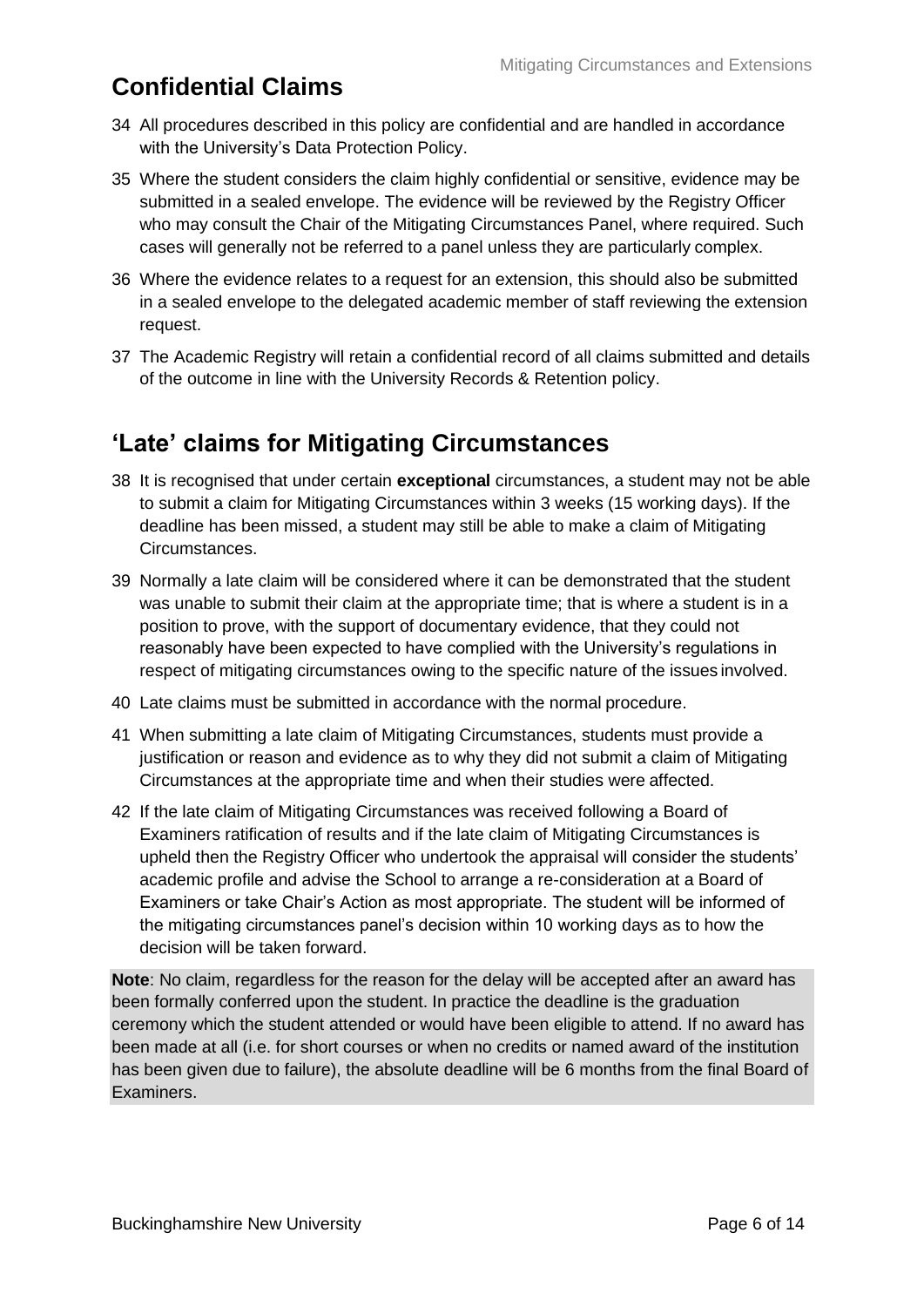## Confidential Claims

34 All procedures described in this policy are confidential and are handled in accordance with the University's Data Protection Policy.

35 Where the student considers the claim highly confidential or sensitive, evidence may be submitted in a sealed envelope. The evidence will be reviewed by the Registry Officer who may consult the Chair of the Mitigating Circumstances Panel, where required. Such cases will generally not be referred to a panel unless they are particularly complex.

36 Where the evidence relates to a request for an extension, this should also be submitted in a sealed envelope to the delegated academic member of staff reviewing the extension request.

37 The Academic Registry will retain a confidential record of all claims submitted and details of the outcome in line with the University Records & Retention policy.

## 'Late' claims for Mitigating Circumstances

38 It is recognised that under certain **exceptional** circumstances, a student may not be able to submit a claim for Mitigating Circumstances within 3 weeks (15 working days). If the deadline has been missed, a student may still be able to make a claim of Mitigating Circumstances.

39 Normally a late claim will be considered where it can be demonstrated that the student was unable to submit their claim at the appropriate time; that is where a student is in a position to prove, with the support of documentary evidence, that they could not reasonably have been expected to have complied with the University's regulations in respect of mitigating circumstances owing to the specific nature of the issues involved.

40 Late claims must be submitted in accordance with the normal procedure.

41 When submitting a late claim of Mitigating Circumstances, students must provide a justification or reason and evidence as to why they did not submit a claim of Mitigating Circumstances at the appropriate time and when their studies were affected.

42 If the late claim of Mitigating Circumstances was received following a Board of Examiners ratification of results and if the late claim of Mitigating Circumstances is upheld then the Registry Officer who undertook the appraisal will consider the students' academic profile and advise the School to arrange a re-consideration at a Board of Examiners or take Chair's Action as most appropriate. The student will be informed of the mitigating circumstances panel's decision within 10 working days as to how the decision will be taken forward.

**Note**: No claim, regardless for the reason for the delay will be accepted after an award has been formally conferred upon the student. In practice the deadline is the graduation ceremony which the student attended or would have been eligible to attend. If no award has been made at all (i.e. for short courses or when no credits or named award of the institution has been given due to failure), the absolute deadline will be 6 months from the final Board of Examiners.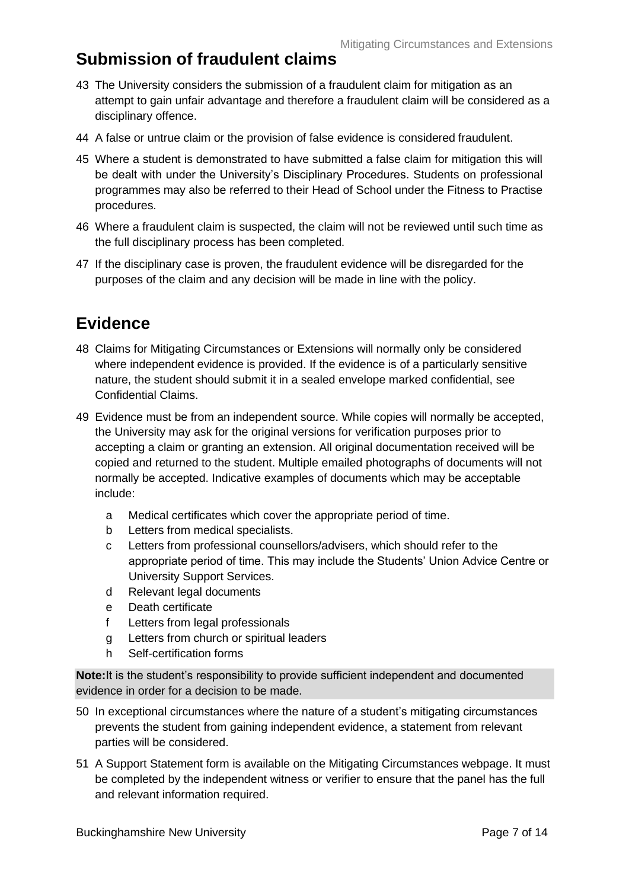## Submission of fraudulent claims

43 The University considers the submission of a fraudulent claim for mitigation as an attempt to gain unfair advantage and therefore a fraudulent claim will be considered as a disciplinary offence.

44 A false or untrue claim or the provision of false evidence is considered fraudulent.

45 Where a student is demonstrated to have submitted a false claim for mitigation this will be dealt with under the University's Disciplinary Procedures. Students on professional programmes may also be referred to their Head of School under the Fitness to Practise procedures.

46 Where a fraudulent claim is suspected, the claim will not be reviewed until such time as the full disciplinary process has been completed.

47 If the disciplinary case is proven, the fraudulent evidence will be disregarded for the purposes of the claim and any decision will be made in line with the policy.

## Evidence

48 Claims for Mitigating Circumstances or Extensions will normally only be considered where independent evidence is provided. If the evidence is of a particularly sensitive nature, the student should submit it in a sealed envelope marked confidential, see Confidential Claims.

49 Evidence must be from an independent source. While copies will normally be accepted, the University may ask for the original versions for verification purposes prior to accepting a claim or granting an extension. All original documentation received will be copied and returned to the student. Multiple emailed photographs of documents will not normally be accepted. Indicative examples of documents which may be acceptable include:

- a Medical certificates which cover the appropriate period of time.
- b Letters from medical specialists.
- c Letters from professional counsellors/advisers, which should refer to the appropriate period of time. This may include the Students' Union Advice Centre or University Support Services.
- d Relevant legal documents
- e Death certificate
- f Letters from legal professionals
- g Letters from church or spiritual leaders
- h Self-certification forms

**Note:** It is the student's responsibility to provide sufficient independent and documented evidence in order for a decision to be made.

50 In exceptional circumstances where the nature of a student's mitigating circumstances prevents the student from gaining independent evidence, a statement from relevant parties will be considered.

51 A Support Statement form is available on the Mitigating Circumstances webpage. It must be completed by the independent witness or verifier to ensure that the panel has the full and relevant information required.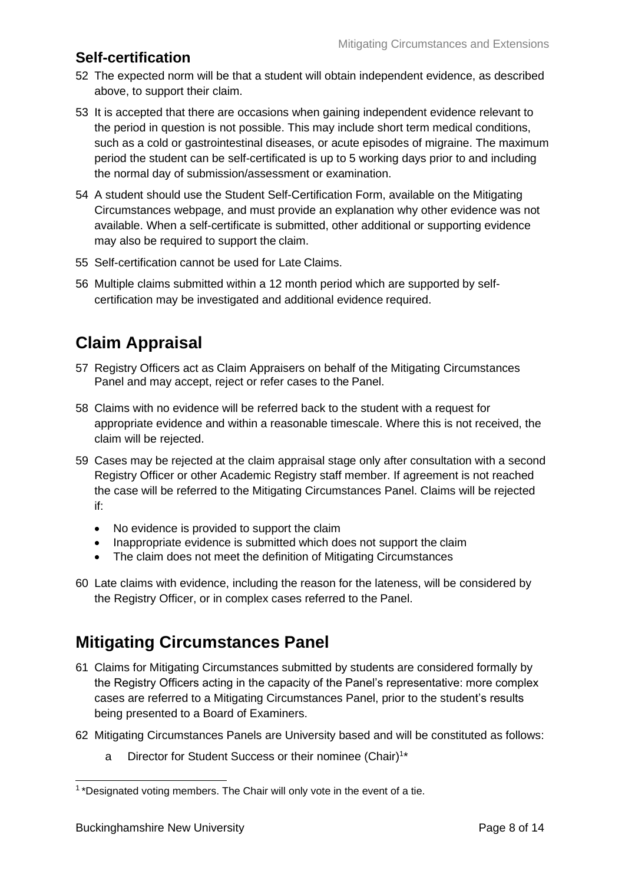### Self-certification

52 The expected norm will be that a student will obtain independent evidence, as described above, to support their claim.

53 It is accepted that there are occasions when gaining independent evidence relevant to the period in question is not possible. This may include short term medical conditions, such as a cold or gastrointestinal diseases, or acute episodes of migraine. The maximum period the student can be self-certificated is up to 5 working days prior to and including the normal day of submission/assessment or examination.

54 A student should use the Student Self-Certification Form, available on the Mitigating Circumstances webpage, and must provide an explanation why other evidence was not available. When a self-certificate is submitted, other additional or supporting evidence may also be required to support the claim.

55 Self-certification cannot be used for Late Claims.

56 Multiple claims submitted within a 12 month period which are supported by self-certification may be investigated and additional evidence required.

## Claim Appraisal

57 Registry Officers act as Claim Appraisers on behalf of the Mitigating Circumstances Panel and may accept, reject or refer cases to the Panel.

58 Claims with no evidence will be referred back to the student with a request for appropriate evidence and within a reasonable timescale. Where this is not received, the claim will be rejected.

59 Cases may be rejected at the claim appraisal stage only after consultation with a second Registry Officer or other Academic Registry staff member. If agreement is not reached the case will be referred to the Mitigating Circumstances Panel. Claims will be rejected if:

- No evidence is provided to support the claim
- Inappropriate evidence is submitted which does not support the claim
- The claim does not meet the definition of Mitigating Circumstances

60 Late claims with evidence, including the reason for the lateness, will be considered by the Registry Officer, or in complex cases referred to the Panel.

## Mitigating Circumstances Panel

61 Claims for Mitigating Circumstances submitted by students are considered formally by the Registry Officers acting in the capacity of the Panel's representative: more complex cases are referred to a Mitigating Circumstances Panel, prior to the student's results being presented to a Board of Examiners.

62 Mitigating Circumstances Panels are University based and will be constituted as follows:

a Director for Student Success or their nominee (Chair)[1]*

[1] *Designated voting members. The Chair will only vote in the event of a tie.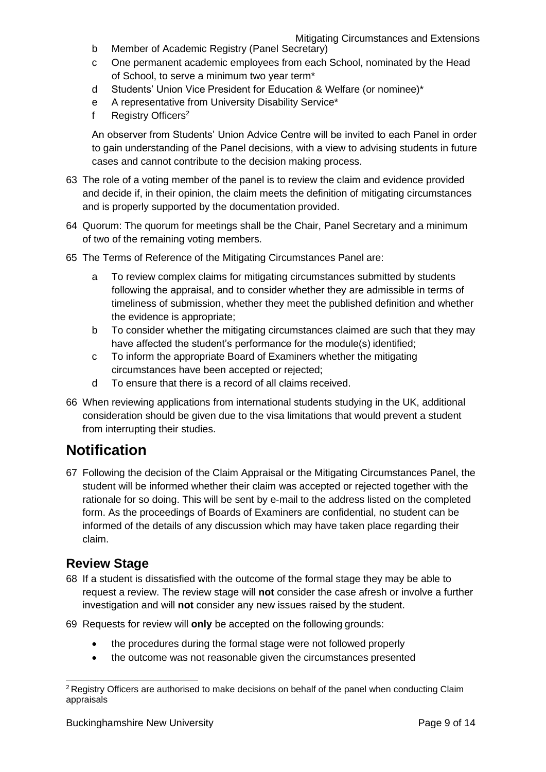b Member of Academic Registry (Panel Secretary)

c One permanent academic employees from each School, nominated by the Head of School, to serve a minimum two year term*

d Students' Union Vice President for Education & Welfare (or nominee)*

e A representative from University Disability Service*

f Registry Officers[2]

An observer from Students' Union Advice Centre will be invited to each Panel in order to gain understanding of the Panel decisions, with a view to advising students in future cases and cannot contribute to the decision making process.

63 The role of a voting member of the panel is to review the claim and evidence provided and decide if, in their opinion, the claim meets the definition of mitigating circumstances and is properly supported by the documentation provided.

64 Quorum: The quorum for meetings shall be the Chair, Panel Secretary and a minimum of two of the remaining voting members.

65 The Terms of Reference of the Mitigating Circumstances Panel are:

a To review complex claims for mitigating circumstances submitted by students following the appraisal, and to consider whether they are admissible in terms of timeliness of submission, whether they meet the published definition and whether the evidence is appropriate;

b To consider whether the mitigating circumstances claimed are such that they may have affected the student's performance for the module(s) identified;

c To inform the appropriate Board of Examiners whether the mitigating circumstances have been accepted or rejected;

d To ensure that there is a record of all claims received.

66 When reviewing applications from international students studying in the UK, additional consideration should be given due to the visa limitations that would prevent a student from interrupting their studies.

# Notification

67 Following the decision of the Claim Appraisal or the Mitigating Circumstances Panel, the student will be informed whether their claim was accepted or rejected together with the rationale for so doing. This will be sent by e-mail to the address listed on the completed form. As the proceedings of Boards of Examiners are confidential, no student can be informed of the details of any discussion which may have taken place regarding their claim.

## Review Stage

68 If a student is dissatisfied with the outcome of the formal stage they may be able to request a review. The review stage will **not** consider the case afresh or involve a further investigation and will **not** consider any new issues raised by the student.

69 Requests for review will **only** be accepted on the following grounds:

- the procedures during the formal stage were not followed properly
- the outcome was not reasonable given the circumstances presented

[2] Registry Officers are authorised to make decisions on behalf of the panel when conducting Claim appraisals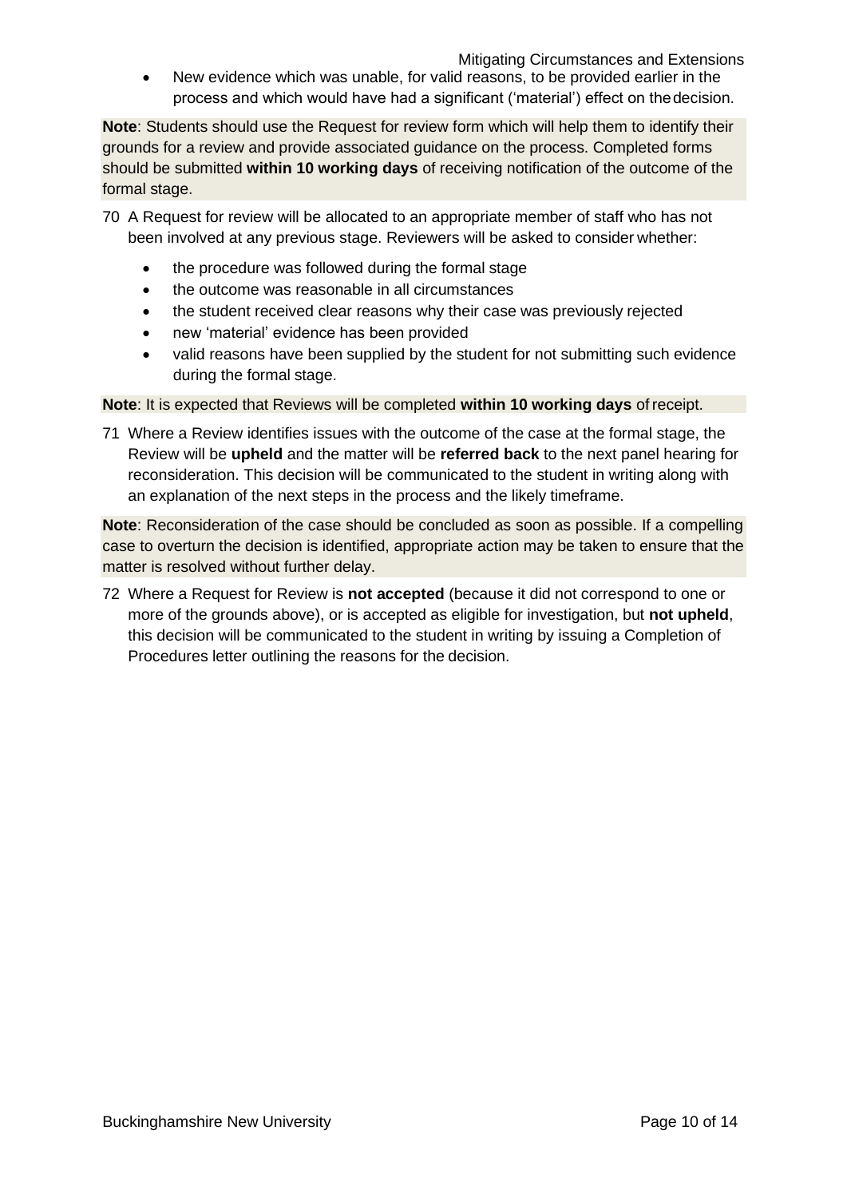- New evidence which was unable, for valid reasons, to be provided earlier in the process and which would have had a significant ('material') effect on the decision.

**Note**: Students should use the Request for review form which will help them to identify their grounds for a review and provide associated guidance on the process. Completed forms should be submitted **within 10 working days** of receiving notification of the outcome of the formal stage.

70 A Request for review will be allocated to an appropriate member of staff who has not been involved at any previous stage. Reviewers will be asked to consider whether:

- the procedure was followed during the formal stage
- the outcome was reasonable in all circumstances
- the student received clear reasons why their case was previously rejected
- new 'material' evidence has been provided
- valid reasons have been supplied by the student for not submitting such evidence during the formal stage.

**Note**: It is expected that Reviews will be completed **within 10 working days** of receipt.

71 Where a Review identifies issues with the outcome of the case at the formal stage, the Review will be **upheld** and the matter will be **referred back** to the next panel hearing for reconsideration. This decision will be communicated to the student in writing along with an explanation of the next steps in the process and the likely timeframe.

**Note**: Reconsideration of the case should be concluded as soon as possible. If a compelling case to overturn the decision is identified, appropriate action may be taken to ensure that the matter is resolved without further delay.

72 Where a Request for Review is **not accepted** (because it did not correspond to one or more of the grounds above), or is accepted as eligible for investigation, but **not upheld**, this decision will be communicated to the student in writing by issuing a Completion of Procedures letter outlining the reasons for the decision.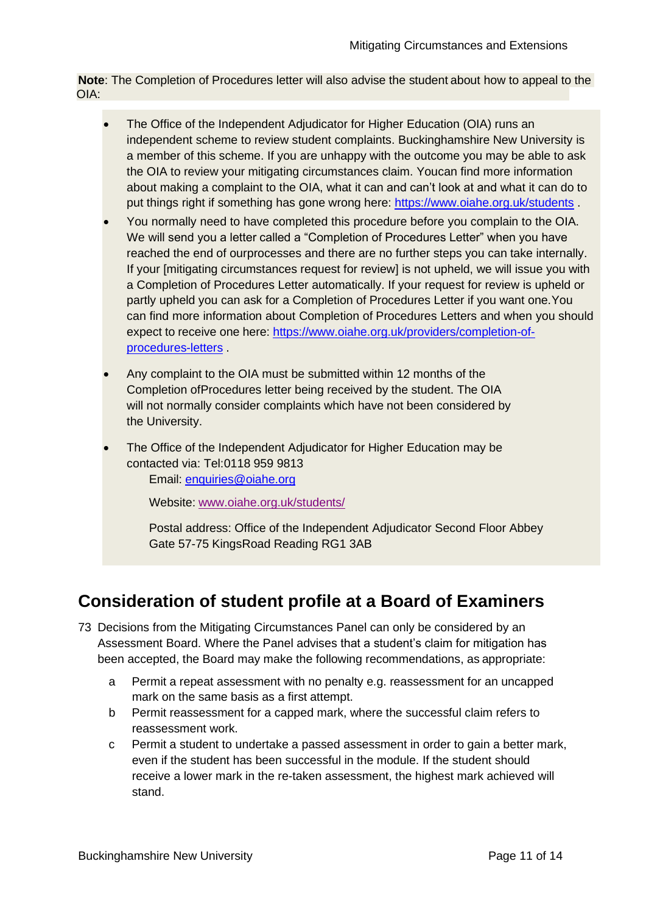**Note**: The Completion of Procedures letter will also advise the student about how to appeal to the OIA:

- The Office of the Independent Adjudicator for Higher Education (OIA) runs an independent scheme to review student complaints. Buckinghamshire New University is a member of this scheme. If you are unhappy with the outcome you may be able to ask the OIA to review your mitigating circumstances claim. Youcan find more information about making a complaint to the OIA, what it can and can't look at and what it can do to put things right if something has gone wrong here: https://www.oiahe.org.uk/students .
- You normally need to have completed this procedure before you complain to the OIA. We will send you a letter called a "Completion of Procedures Letter" when you have reached the end of ourprocesses and there are no further steps you can take internally. If your [mitigating circumstances request for review] is not upheld, we will issue you with a Completion of Procedures Letter automatically. If your request for review is upheld or partly upheld you can ask for a Completion of Procedures Letter if you want one.You can find more information about Completion of Procedures Letters and when you should expect to receive one here: https://www.oiahe.org.uk/providers/completion-of-procedures-letters .
- Any complaint to the OIA must be submitted within 12 months of the Completion ofProcedures letter being received by the student. The OIA will not normally consider complaints which have not been considered by the University.
- The Office of the Independent Adjudicator for Higher Education may be contacted via: Tel:0118 959 9813

  Email: enquiries@oiahe.org

  Website: www.oiahe.org.uk/students/

  Postal address: Office of the Independent Adjudicator Second Floor Abbey Gate 57-75 KingsRoad Reading RG1 3AB

## Consideration of student profile at a Board of Examiners

73 Decisions from the Mitigating Circumstances Panel can only be considered by an Assessment Board. Where the Panel advises that a student's claim for mitigation has been accepted, the Board may make the following recommendations, as appropriate:

  a Permit a repeat assessment with no penalty e.g. reassessment for an uncapped mark on the same basis as a first attempt.

  b Permit reassessment for a capped mark, where the successful claim refers to reassessment work.

  c Permit a student to undertake a passed assessment in order to gain a better mark, even if the student has been successful in the module. If the student should receive a lower mark in the re-taken assessment, the highest mark achieved will stand.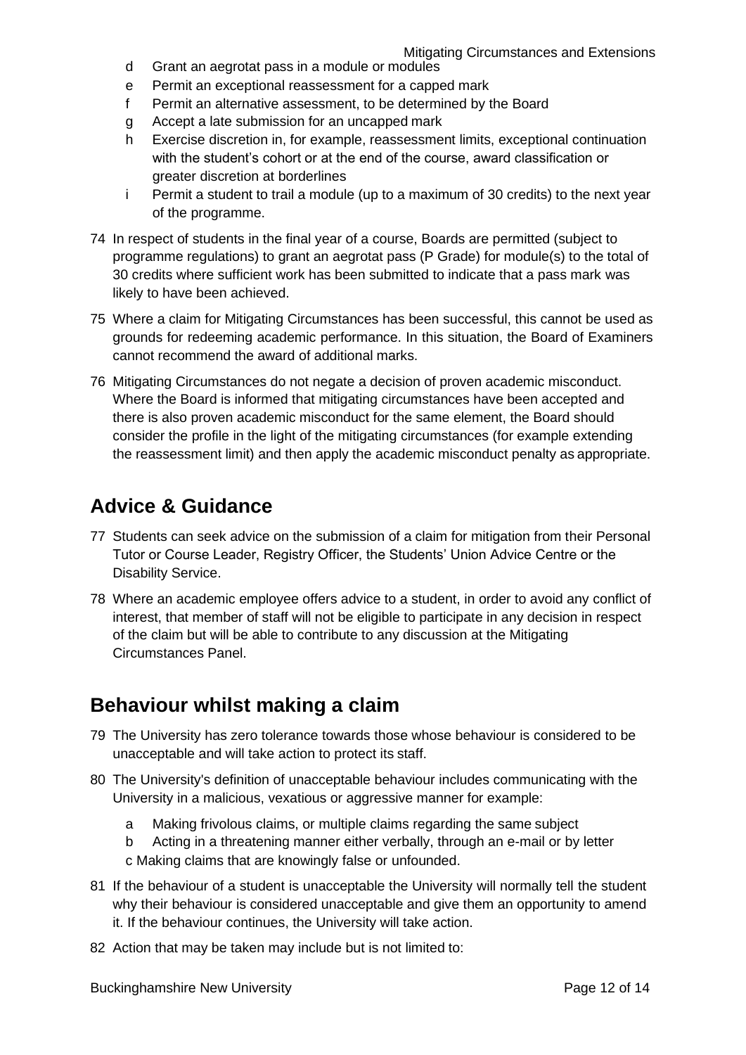d Grant an aegrotat pass in a module or modules
e Permit an exceptional reassessment for a capped mark
f Permit an alternative assessment, to be determined by the Board
g Accept a late submission for an uncapped mark
h Exercise discretion in, for example, reassessment limits, exceptional continuation with the student's cohort or at the end of the course, award classification or greater discretion at borderlines
i Permit a student to trail a module (up to a maximum of 30 credits) to the next year of the programme.

74 In respect of students in the final year of a course, Boards are permitted (subject to programme regulations) to grant an aegrotat pass (P Grade) for module(s) to the total of 30 credits where sufficient work has been submitted to indicate that a pass mark was likely to have been achieved.

75 Where a claim for Mitigating Circumstances has been successful, this cannot be used as grounds for redeeming academic performance. In this situation, the Board of Examiners cannot recommend the award of additional marks.

76 Mitigating Circumstances do not negate a decision of proven academic misconduct. Where the Board is informed that mitigating circumstances have been accepted and there is also proven academic misconduct for the same element, the Board should consider the profile in the light of the mitigating circumstances (for example extending the reassessment limit) and then apply the academic misconduct penalty as appropriate.

## Advice & Guidance

77 Students can seek advice on the submission of a claim for mitigation from their Personal Tutor or Course Leader, Registry Officer, the Students' Union Advice Centre or the Disability Service.

78 Where an academic employee offers advice to a student, in order to avoid any conflict of interest, that member of staff will not be eligible to participate in any decision in respect of the claim but will be able to contribute to any discussion at the Mitigating Circumstances Panel.

## Behaviour whilst making a claim

79 The University has zero tolerance towards those whose behaviour is considered to be unacceptable and will take action to protect its staff.

80 The University's definition of unacceptable behaviour includes communicating with the University in a malicious, vexatious or aggressive manner for example:

a Making frivolous claims, or multiple claims regarding the same subject
b Acting in a threatening manner either verbally, through an e-mail or by letter
c Making claims that are knowingly false or unfounded.

81 If the behaviour of a student is unacceptable the University will normally tell the student why their behaviour is considered unacceptable and give them an opportunity to amend it. If the behaviour continues, the University will take action.

82 Action that may be taken may include but is not limited to: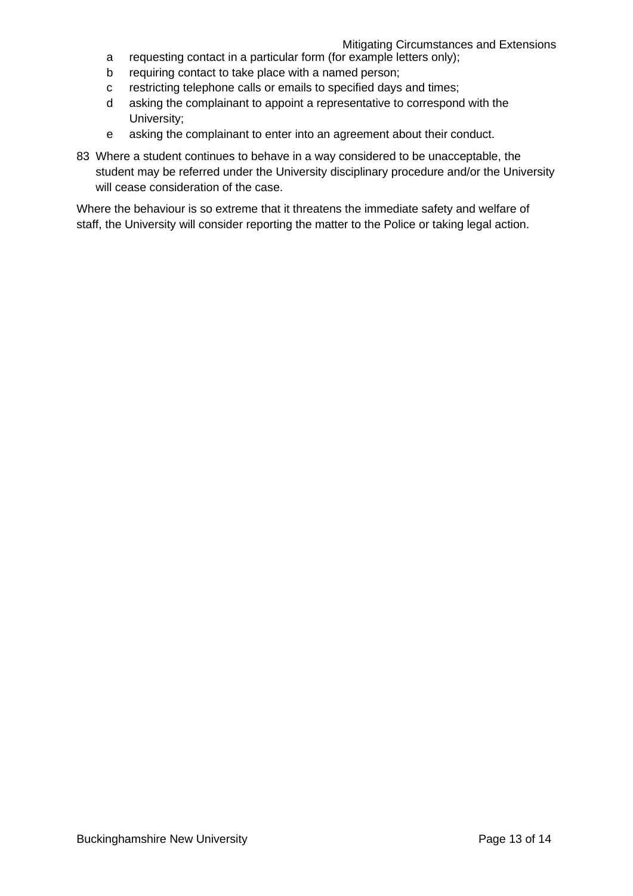a requesting contact in a particular form (for example letters only);
b requiring contact to take place with a named person;
c restricting telephone calls or emails to specified days and times;
d asking the complainant to appoint a representative to correspond with the University;
e asking the complainant to enter into an agreement about their conduct.

83 Where a student continues to behave in a way considered to be unacceptable, the student may be referred under the University disciplinary procedure and/or the University will cease consideration of the case.

Where the behaviour is so extreme that it threatens the immediate safety and welfare of staff, the University will consider reporting the matter to the Police or taking legal action.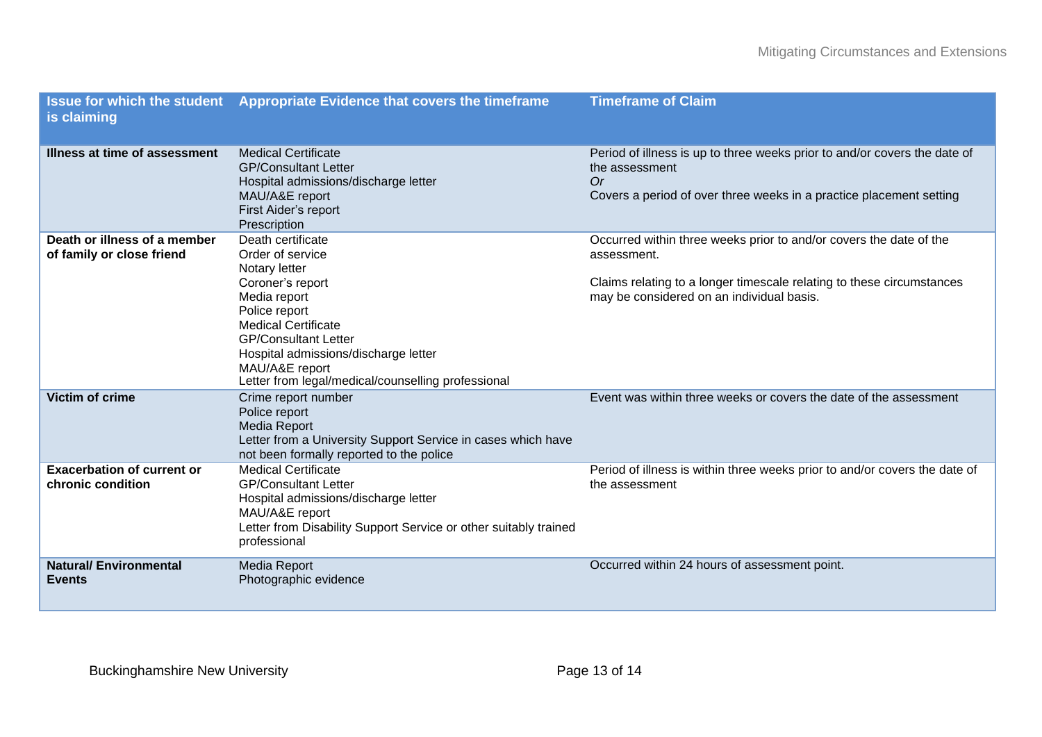| Issue for which the student is claiming | Appropriate Evidence that covers the timeframe | Timeframe of Claim |
|---|---|---|
| **Illness at time of assessment** | Medical Certificate<br>GP/Consultant Letter<br>Hospital admissions/discharge letter<br>MAU/A&E report<br>First Aider's report<br>Prescription | Period of illness is up to three weeks prior to and/or covers the date of the assessment<br>*Or*<br>Covers a period of over three weeks in a practice placement setting |
| **Death or illness of a member of family or close friend** | Death certificate<br>Order of service<br>Notary letter<br>Coroner's report<br>Media report<br>Police report<br>Medical Certificate<br>GP/Consultant Letter<br>Hospital admissions/discharge letter<br>MAU/A&E report<br>Letter from legal/medical/counselling professional | Occurred within three weeks prior to and/or covers the date of the assessment.<br><br>Claims relating to a longer timescale relating to these circumstances may be considered on an individual basis. |
| **Victim of crime** | Crime report number<br>Police report<br>Media Report<br>Letter from a University Support Service in cases which have not been formally reported to the police | Event was within three weeks or covers the date of the assessment |
| **Exacerbation of current or chronic condition** | Medical Certificate<br>GP/Consultant Letter<br>Hospital admissions/discharge letter<br>MAU/A&E report<br>Letter from Disability Support Service or other suitably trained professional | Period of illness is within three weeks prior to and/or covers the date of the assessment |
| **Natural/ Environmental Events** | Media Report<br>Photographic evidence | Occurred within 24 hours of assessment point. |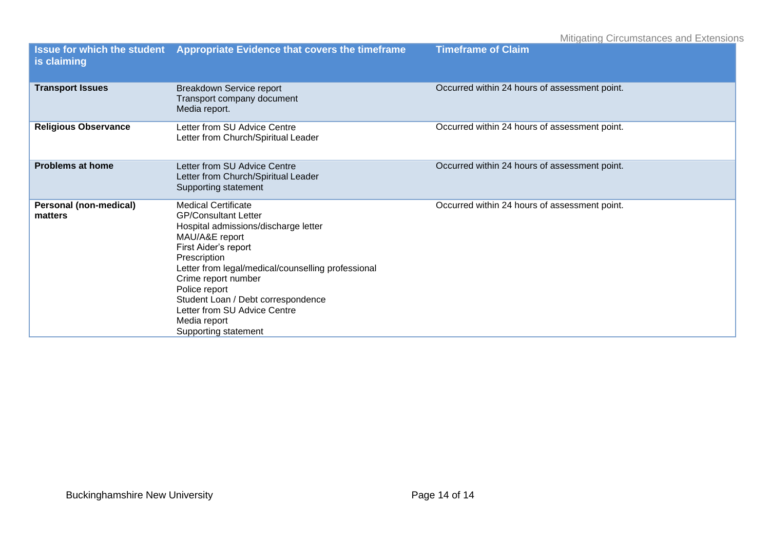| Issue for which the student is claiming | Appropriate Evidence that covers the timeframe | Timeframe of Claim |
|---|---|---|
| **Transport Issues** | Breakdown Service report<br>Transport company document<br>Media report. | Occurred within 24 hours of assessment point. |
| **Religious Observance** | Letter from SU Advice Centre<br>Letter from Church/Spiritual Leader | Occurred within 24 hours of assessment point. |
| **Problems at home** | Letter from SU Advice Centre<br>Letter from Church/Spiritual Leader<br>Supporting statement | Occurred within 24 hours of assessment point. |
| **Personal (non-medical) matters** | Medical Certificate<br>GP/Consultant Letter<br>Hospital admissions/discharge letter<br>MAU/A&E report<br>First Aider's report<br>Prescription<br>Letter from legal/medical/counselling professional<br>Crime report number<br>Police report<br>Student Loan / Debt correspondence<br>Letter from SU Advice Centre<br>Media report<br>Supporting statement | Occurred within 24 hours of assessment point. |